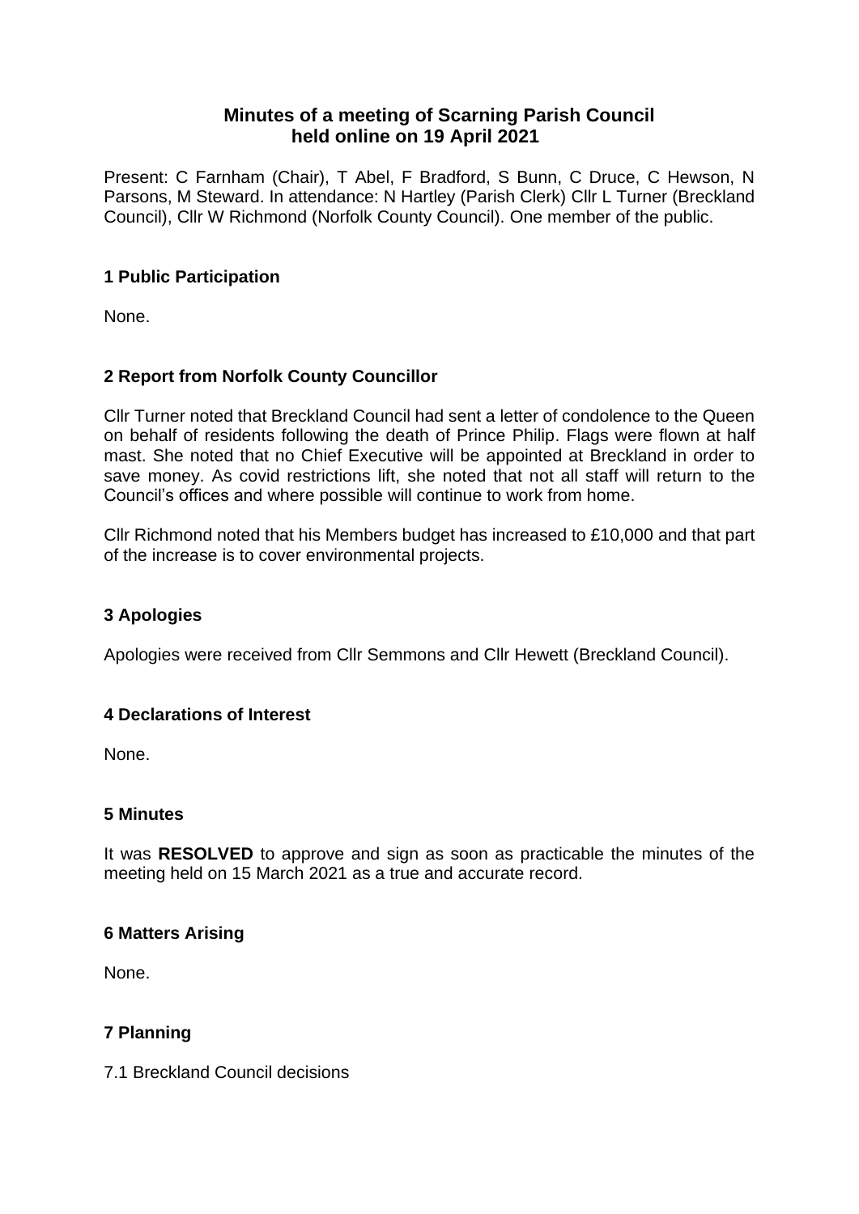# Minutes of a meeting of Scarning Parish Council held online on 19 April 2021

Present: C Farnham (Chair), T Abel, F Bradford, S Bunn, C Druce, C Hewson, N Parsons, M Steward. In attendance: N Hartley (Parish Clerk) Cllr L Turner (Breckland Council), Cllr W Richmond (Norfolk County Council). One member of the public.

## 1 Public Participation

None.

## 2 Report from Norfolk County Councillor

Cllr Turner noted that Breckland Council had sent a letter of condolence to the Queen on behalf of residents following the death of Prince Philip. Flags were flown at half mast. She noted that no Chief Executive will be appointed at Breckland in order to save money. As covid restrictions lift, she noted that not all staff will return to the Council's offices and where possible will continue to work from home.

Cllr Richmond noted that his Members budget has increased to £10,000 and that part of the increase is to cover environmental projects.

## 3 Apologies

Apologies were received from Cllr Semmons and Cllr Hewett (Breckland Council).

## 4 Declarations of Interest

None.

## 5 Minutes

It was **RESOLVED** to approve and sign as soon as practicable the minutes of the meeting held on 15 March 2021 as a true and accurate record.

## 6 Matters Arising

None.

## 7 Planning

7.1 Breckland Council decisions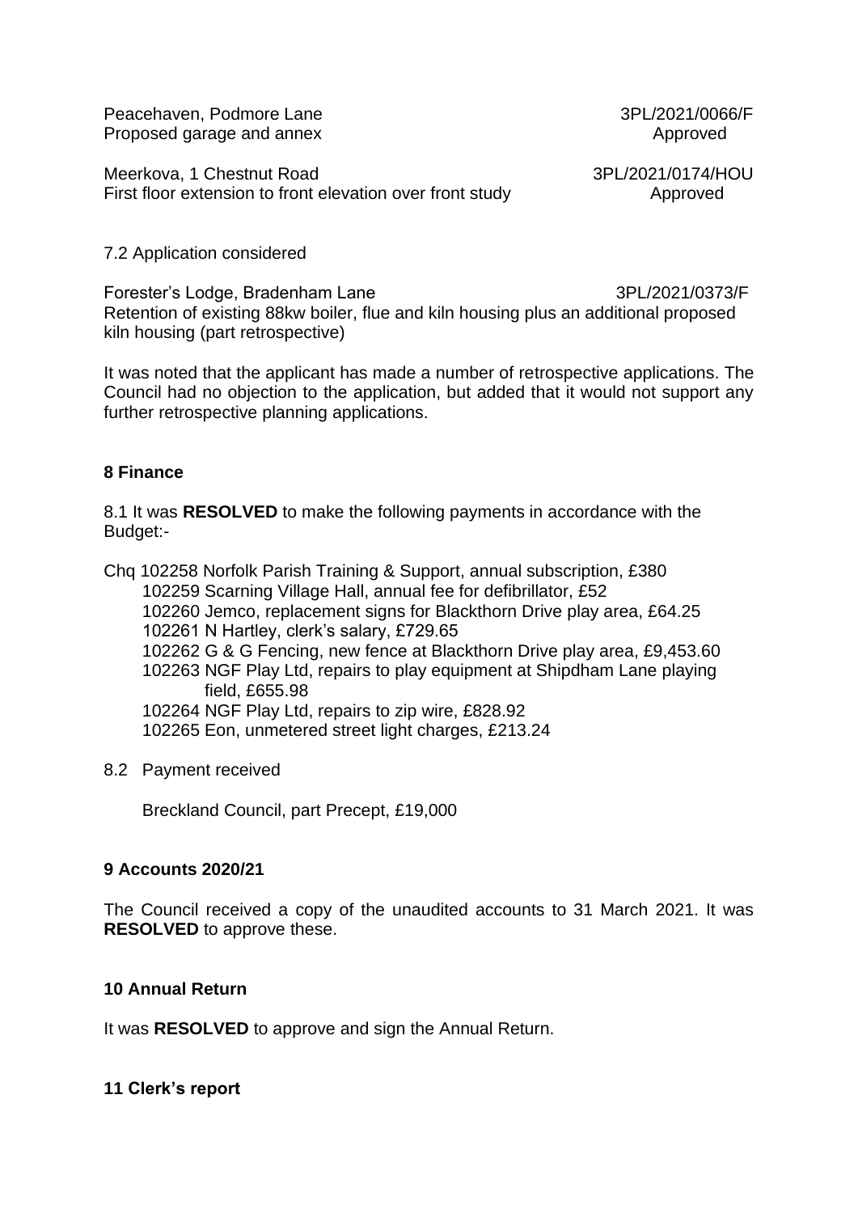Peacehaven, Podmore Lane 3PL/2021/0066/F
Proposed garage and annex Approved

Meerkova, 1 Chestnut Road 3PL/2021/0174/HOU
First floor extension to front elevation over front study Approved

7.2 Application considered

Forester's Lodge, Bradenham Lane 3PL/2021/0373/F
Retention of existing 88kw boiler, flue and kiln housing plus an additional proposed kiln housing (part retrospective)

It was noted that the applicant has made a number of retrospective applications. The Council had no objection to the application, but added that it would not support any further retrospective planning applications.

## 8 Finance

8.1 It was **RESOLVED** to make the following payments in accordance with the Budget:-

Chq 102258 Norfolk Parish Training & Support, annual subscription, £380
102259 Scarning Village Hall, annual fee for defibrillator, £52
102260 Jemco, replacement signs for Blackthorn Drive play area, £64.25
102261 N Hartley, clerk's salary, £729.65
102262 G & G Fencing, new fence at Blackthorn Drive play area, £9,453.60
102263 NGF Play Ltd, repairs to play equipment at Shipdham Lane playing field, £655.98
102264 NGF Play Ltd, repairs to zip wire, £828.92
102265 Eon, unmetered street light charges, £213.24

8.2 Payment received

Breckland Council, part Precept, £19,000

## 9 Accounts 2020/21

The Council received a copy of the unaudited accounts to 31 March 2021. It was **RESOLVED** to approve these.

## 10 Annual Return

It was **RESOLVED** to approve and sign the Annual Return.

## 11 Clerk's report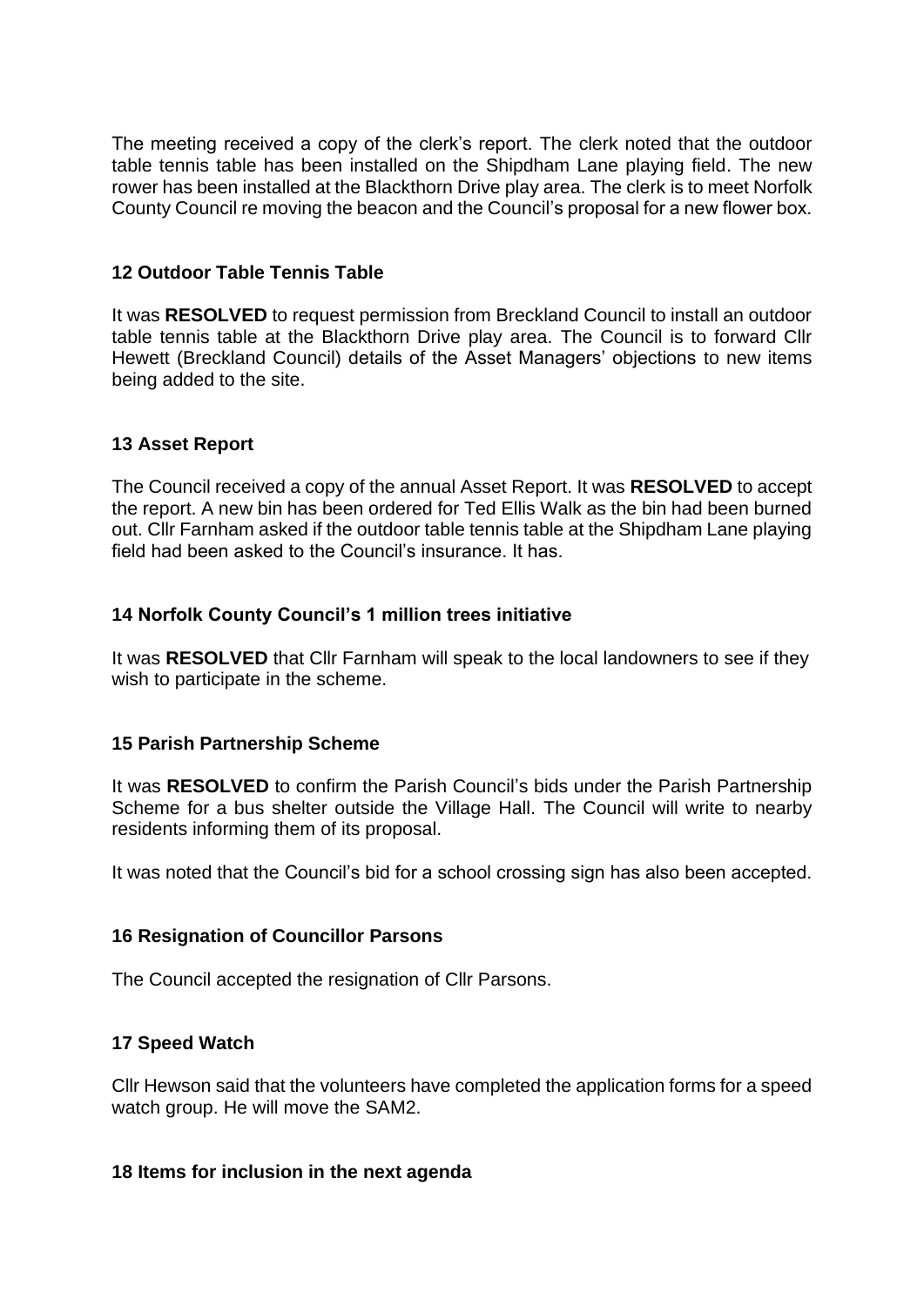The meeting received a copy of the clerk's report. The clerk noted that the outdoor table tennis table has been installed on the Shipdham Lane playing field. The new rower has been installed at the Blackthorn Drive play area. The clerk is to meet Norfolk County Council re moving the beacon and the Council's proposal for a new flower box.

### 12 Outdoor Table Tennis Table

It was **RESOLVED** to request permission from Breckland Council to install an outdoor table tennis table at the Blackthorn Drive play area. The Council is to forward Cllr Hewett (Breckland Council) details of the Asset Managers' objections to new items being added to the site.

### 13 Asset Report

The Council received a copy of the annual Asset Report. It was **RESOLVED** to accept the report. A new bin has been ordered for Ted Ellis Walk as the bin had been burned out. Cllr Farnham asked if the outdoor table tennis table at the Shipdham Lane playing field had been asked to the Council's insurance. It has.

### 14 Norfolk County Council's 1 million trees initiative

It was **RESOLVED** that Cllr Farnham will speak to the local landowners to see if they wish to participate in the scheme.

### 15 Parish Partnership Scheme

It was **RESOLVED** to confirm the Parish Council's bids under the Parish Partnership Scheme for a bus shelter outside the Village Hall. The Council will write to nearby residents informing them of its proposal.

It was noted that the Council's bid for a school crossing sign has also been accepted.

### 16 Resignation of Councillor Parsons

The Council accepted the resignation of Cllr Parsons.

### 17 Speed Watch

Cllr Hewson said that the volunteers have completed the application forms for a speed watch group. He will move the SAM2.

### 18 Items for inclusion in the next agenda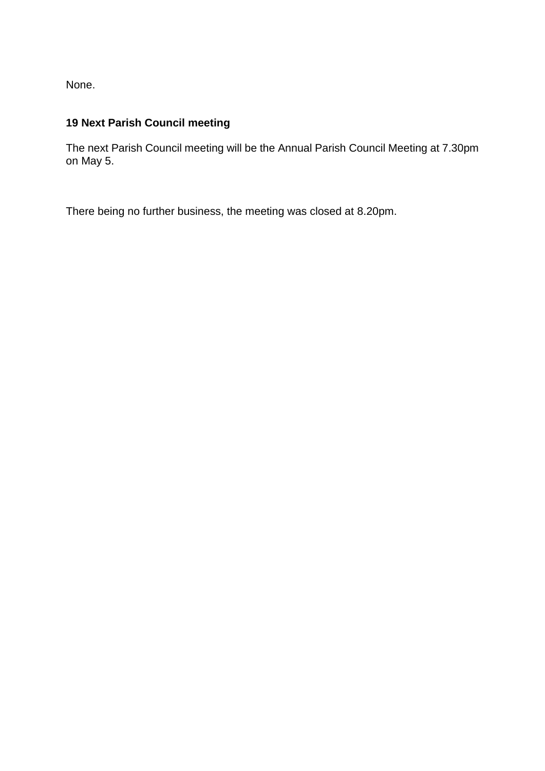None.

### 19 Next Parish Council meeting

The next Parish Council meeting will be the Annual Parish Council Meeting at 7.30pm on May 5.

There being no further business, the meeting was closed at 8.20pm.